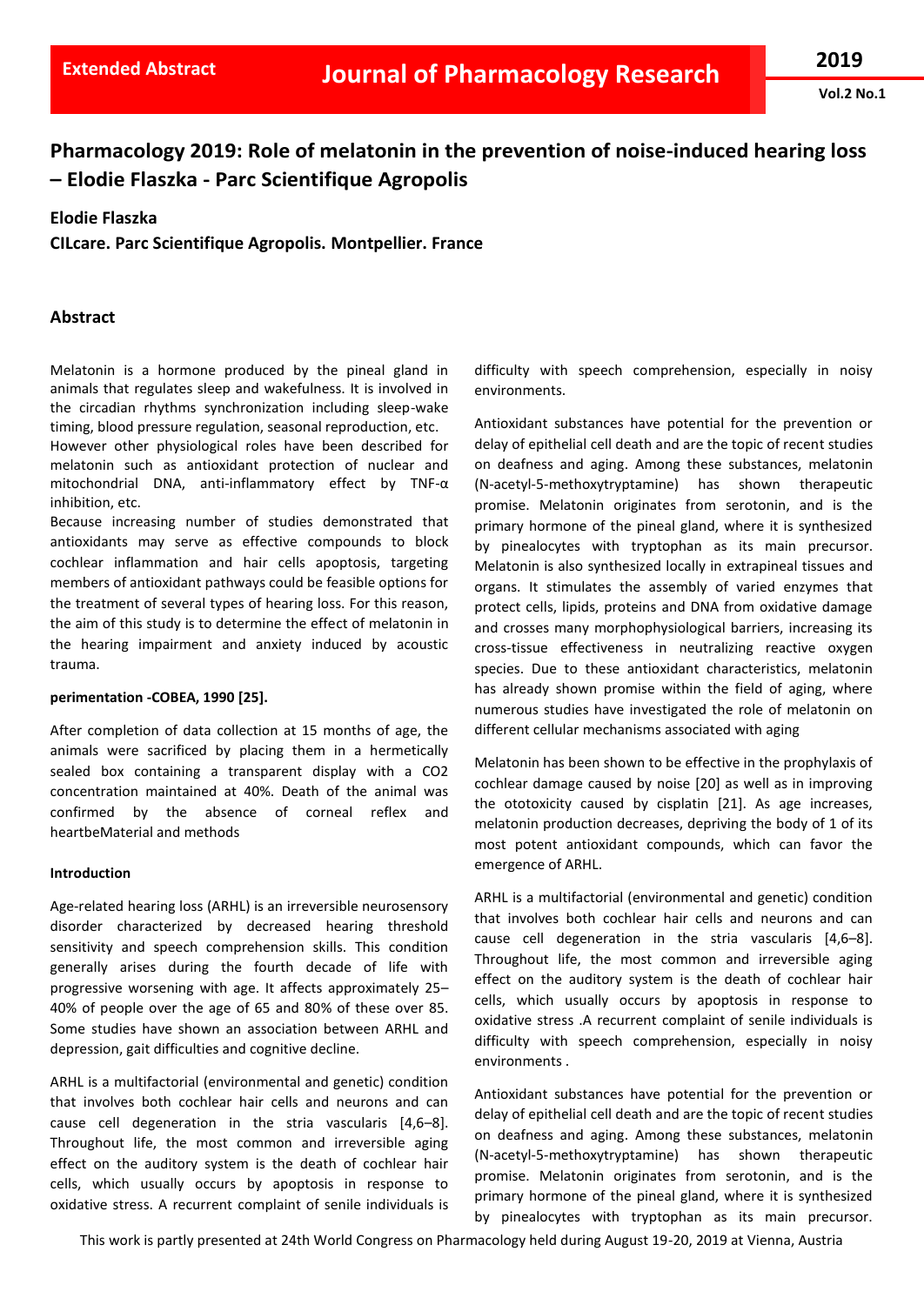# Pharmacology 2019: Role of melatonin in the prevention of noise-induced hearing loss – Elodie Flaszka - Parc Scientifique Agropolis

**Elodie Flaszka**

**CILcare. Parc Scientifique Agropolis. Montpellier. France**

## Abstract

Melatonin is a hormone produced by the pineal gland in animals that regulates sleep and wakefulness. It is involved in the circadian rhythms synchronization including sleep-wake timing, blood pressure regulation, seasonal reproduction, etc.
However other physiological roles have been described for melatonin such as antioxidant protection of nuclear and mitochondrial DNA, anti-inflammatory effect by TNF-α inhibition, etc.
Because increasing number of studies demonstrated that antioxidants may serve as effective compounds to block cochlear inflammation and hair cells apoptosis, targeting members of antioxidant pathways could be feasible options for the treatment of several types of hearing loss. For this reason, the aim of this study is to determine the effect of melatonin in the hearing impairment and anxiety induced by acoustic trauma.

**perimentation -COBEA, 1990 [25].**

After completion of data collection at 15 months of age, the animals were sacrificed by placing them in a hermetically sealed box containing a transparent display with a $CO_2$ concentration maintained at 40%. Death of the animal was confirmed by the absence of corneal reflex and heartbeMaterial and methods

**Introduction**

Age-related hearing loss (ARHL) is an irreversible neurosensory disorder characterized by decreased hearing threshold sensitivity and speech comprehension skills. This condition generally arises during the fourth decade of life with progressive worsening with age. It affects approximately 25–40% of people over the age of 65 and 80% of these over 85. Some studies have shown an association between ARHL and depression, gait difficulties and cognitive decline.

ARHL is a multifactorial (environmental and genetic) condition that involves both cochlear hair cells and neurons and can cause cell degeneration in the stria vascularis [4,6–8]. Throughout life, the most common and irreversible aging effect on the auditory system is the death of cochlear hair cells, which usually occurs by apoptosis in response to oxidative stress. A recurrent complaint of senile individuals is difficulty with speech comprehension, especially in noisy environments.

Antioxidant substances have potential for the prevention or delay of epithelial cell death and are the topic of recent studies on deafness and aging. Among these substances, melatonin (N-acetyl-5-methoxytryptamine) has shown therapeutic promise. Melatonin originates from serotonin, and is the primary hormone of the pineal gland, where it is synthesized by pinealocytes with tryptophan as its main precursor. Melatonin is also synthesized locally in extrapineal tissues and organs. It stimulates the assembly of varied enzymes that protect cells, lipids, proteins and DNA from oxidative damage and crosses many morphophysiological barriers, increasing its cross-tissue effectiveness in neutralizing reactive oxygen species. Due to these antioxidant characteristics, melatonin has already shown promise within the field of aging, where numerous studies have investigated the role of melatonin on different cellular mechanisms associated with aging

Melatonin has been shown to be effective in the prophylaxis of cochlear damage caused by noise [20] as well as in improving the ototoxicity caused by cisplatin [21]. As age increases, melatonin production decreases, depriving the body of 1 of its most potent antioxidant compounds, which can favor the emergence of ARHL.

ARHL is a multifactorial (environmental and genetic) condition that involves both cochlear hair cells and neurons and can cause cell degeneration in the stria vascularis [4,6–8]. Throughout life, the most common and irreversible aging effect on the auditory system is the death of cochlear hair cells, which usually occurs by apoptosis in response to oxidative stress .A recurrent complaint of senile individuals is difficulty with speech comprehension, especially in noisy environments .

Antioxidant substances have potential for the prevention or delay of epithelial cell death and are the topic of recent studies on deafness and aging. Among these substances, melatonin (N-acetyl-5-methoxytryptamine) has shown therapeutic promise. Melatonin originates from serotonin, and is the primary hormone of the pineal gland, where it is synthesized by pinealocytes with tryptophan as its main precursor.

This work is partly presented at 24th World Congress on Pharmacology held during August 19-20, 2019 at Vienna, Austria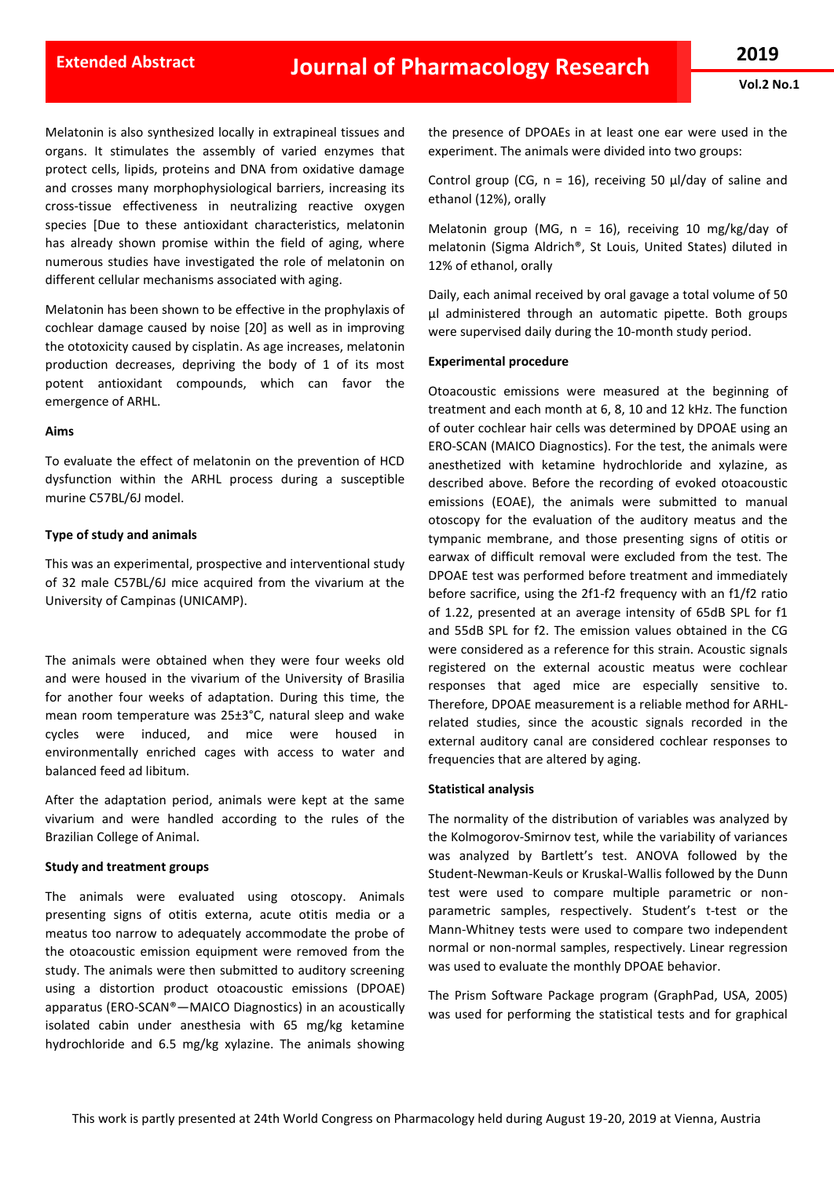Melatonin is also synthesized locally in extrapineal tissues and organs. It stimulates the assembly of varied enzymes that protect cells, lipids, proteins and DNA from oxidative damage and crosses many morphophysiological barriers, increasing its cross-tissue effectiveness in neutralizing reactive oxygen species [Due to these antioxidant characteristics, melatonin has already shown promise within the field of aging, where numerous studies have investigated the role of melatonin on different cellular mechanisms associated with aging.

Melatonin has been shown to be effective in the prophylaxis of cochlear damage caused by noise [20] as well as in improving the ototoxicity caused by cisplatin. As age increases, melatonin production decreases, depriving the body of 1 of its most potent antioxidant compounds, which can favor the emergence of ARHL.

**Aims**

To evaluate the effect of melatonin on the prevention of HCD dysfunction within the ARHL process during a susceptible murine C57BL/6J model.

**Type of study and animals**

This was an experimental, prospective and interventional study of 32 male C57BL/6J mice acquired from the vivarium at the University of Campinas (UNICAMP).

The animals were obtained when they were four weeks old and were housed in the vivarium of the University of Brasilia for another four weeks of adaptation. During this time, the mean room temperature was 25±3°C, natural sleep and wake cycles were induced, and mice were housed in environmentally enriched cages with access to water and balanced feed ad libitum.

After the adaptation period, animals were kept at the same vivarium and were handled according to the rules of the Brazilian College of Animal.

**Study and treatment groups**

The animals were evaluated using otoscopy. Animals presenting signs of otitis externa, acute otitis media or a meatus too narrow to adequately accommodate the probe of the otoacoustic emission equipment were removed from the study. The animals were then submitted to auditory screening using a distortion product otoacoustic emissions (DPOAE) apparatus (ERO-SCAN®—MAICO Diagnostics) in an acoustically isolated cabin under anesthesia with 65 mg/kg ketamine hydrochloride and 6.5 mg/kg xylazine. The animals showing the presence of DPOAEs in at least one ear were used in the experiment. The animals were divided into two groups:

Control group (CG, n = 16), receiving 50 µl/day of saline and ethanol (12%), orally

Melatonin group (MG, n = 16), receiving 10 mg/kg/day of melatonin (Sigma Aldrich®, St Louis, United States) diluted in 12% of ethanol, orally

Daily, each animal received by oral gavage a total volume of 50 µl administered through an automatic pipette. Both groups were supervised daily during the 10-month study period.

**Experimental procedure**

Otoacoustic emissions were measured at the beginning of treatment and each month at 6, 8, 10 and 12 kHz. The function of outer cochlear hair cells was determined by DPOAE using an ERO-SCAN (MAICO Diagnostics). For the test, the animals were anesthetized with ketamine hydrochloride and xylazine, as described above. Before the recording of evoked otoacoustic emissions (EOAE), the animals were submitted to manual otoscopy for the evaluation of the auditory meatus and the tympanic membrane, and those presenting signs of otitis or earwax of difficult removal were excluded from the test. The DPOAE test was performed before treatment and immediately before sacrifice, using the 2f1-f2 frequency with an f1/f2 ratio of 1.22, presented at an average intensity of 65dB SPL for f1 and 55dB SPL for f2. The emission values obtained in the CG were considered as a reference for this strain. Acoustic signals registered on the external acoustic meatus were cochlear responses that aged mice are especially sensitive to. Therefore, DPOAE measurement is a reliable method for ARHL-related studies, since the acoustic signals recorded in the external auditory canal are considered cochlear responses to frequencies that are altered by aging.

**Statistical analysis**

The normality of the distribution of variables was analyzed by the Kolmogorov-Smirnov test, while the variability of variances was analyzed by Bartlett's test. ANOVA followed by the Student-Newman-Keuls or Kruskal-Wallis followed by the Dunn test were used to compare multiple parametric or non-parametric samples, respectively. Student's t-test or the Mann-Whitney tests were used to compare two independent normal or non-normal samples, respectively. Linear regression was used to evaluate the monthly DPOAE behavior.

The Prism Software Package program (GraphPad, USA, 2005) was used for performing the statistical tests and for graphical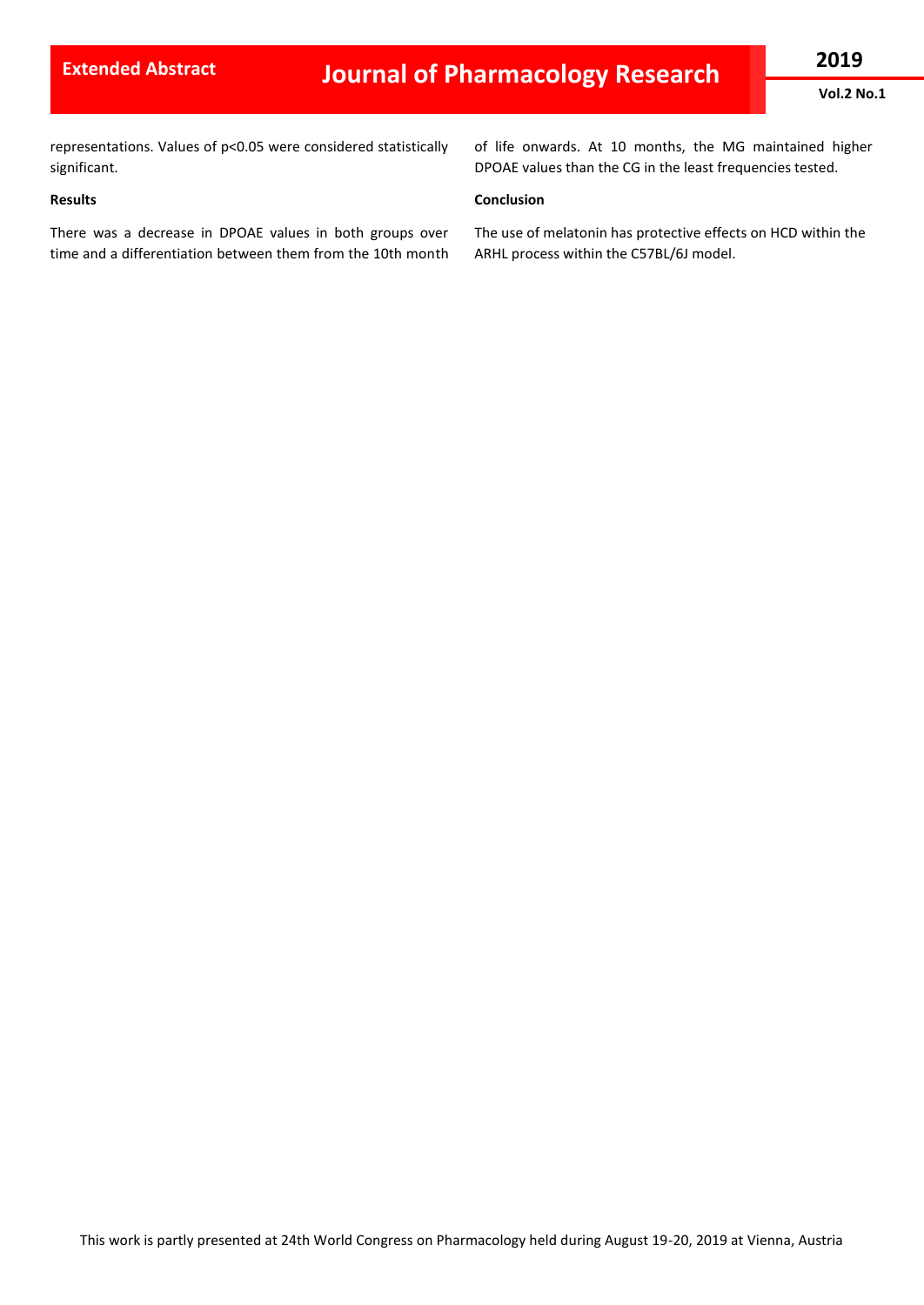representations. Values of $p<0.05$ were considered statistically significant.

**Results**

There was a decrease in DPOAE values in both groups over time and a differentiation between them from the 10th month of life onwards. At 10 months, the MG maintained higher DPOAE values than the CG in the least frequencies tested.

**Conclusion**

The use of melatonin has protective effects on HCD within the ARHL process within the C57BL/6J model.

This work is partly presented at 24th World Congress on Pharmacology held during August 19-20, 2019 at Vienna, Austria